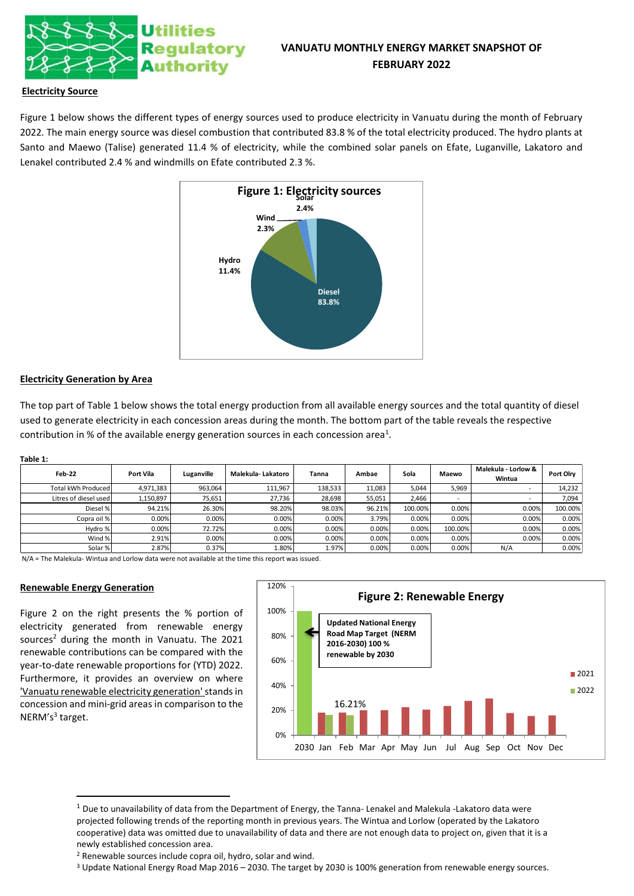# VANUATU MONTHLY ENERGY MARKET SNAPSHOT OF FEBRUARY 2022

## Electricity Source

Figure 1 below shows the different types of energy sources used to produce electricity in Vanuatu during the month of February 2022. The main energy source was diesel combustion that contributed 83.8 % of the total electricity produced. The hydro plants at Santo and Maewo (Talise) generated 11.4 % of electricity, while the combined solar panels on Efate, Luganville, Lakatoro and Lenakel contributed 2.4 % and windmills on Efate contributed 2.3 %.

**Figure 1: Electricity sources**

## Electricity Generation by Area

The top part of Table 1 below shows the total energy production from all available energy sources and the total quantity of diesel used to generate electricity in each concession areas during the month. The bottom part of the table reveals the respective contribution in % of the available energy generation sources in each concession area[1].

**Table 1:**

| Feb-22 | Port Vila | Luganville | Malekula- Lakatoro | Tanna | Ambae | Sola | Maewo | Malekula - Lorlow & Wintua | Port Olry |
|---|---|---|---|---|---|---|---|---|---|
| Total kWh Produced | 4,971,383 | 963,064 | 111,967 | 138,533 | 11,083 | 5,044 | 5,969 | - | 14,232 |
| Litres of diesel used | 1,150,897 | 75,651 | 27,736 | 28,698 | 55,051 | 2,466 | - | - | 7,094 |
| Diesel % | 94.21% | 26.30% | 98.20% | 98.03% | 96.21% | 100.00% | 0.00% | 0.00% | 100.00% |
| Copra oil % | 0.00% | 0.00% | 0.00% | 0.00% | 3.79% | 0.00% | 0.00% | 0.00% | 0.00% |
| Hydro % | 0.00% | 72.72% | 0.00% | 0.00% | 0.00% | 0.00% | 100.00% | 0.00% | 0.00% |
| Wind % | 2.91% | 0.00% | 0.00% | 0.00% | 0.00% | 0.00% | 0.00% | 0.00% | 0.00% |
| Solar % | 2.87% | 0.37% | 1.80% | 1.97% | 0.00% | 0.00% | 0.00% | N/A | 0.00% |

N/A = The Malekula- Wintua and Lorlow data were not available at the time this report was issued.

## Renewable Energy Generation

Figure 2 on the right presents the % portion of electricity generated from renewable energy sources[2] during the month in Vanuatu. The 2021 renewable contributions can be compared with the year-to-date renewable proportions for (YTD) 2022. Furthermore, it provides an overview on where 'Vanuatu renewable electricity generation' stands in concession and mini-grid areas in comparison to the NERM's[3] target.

**Figure 2: Renewable Energy**

Updated National Energy Road Map Target (NERM 2016-2030) 100 % renewable by 2030

16.21%

---

[1] Due to unavailability of data from the Department of Energy, the Tanna- Lenakel and Malekula -Lakatoro data were projected following trends of the reporting month in previous years. The Wintua and Lorlow (operated by the Lakatoro cooperative) data was omitted due to unavailability of data and there are not enough data to project on, given that it is a newly established concession area.

[2] Renewable sources include copra oil, hydro, solar and wind.

[3] Update National Energy Road Map 2016 – 2030. The target by 2030 is 100% generation from renewable energy sources.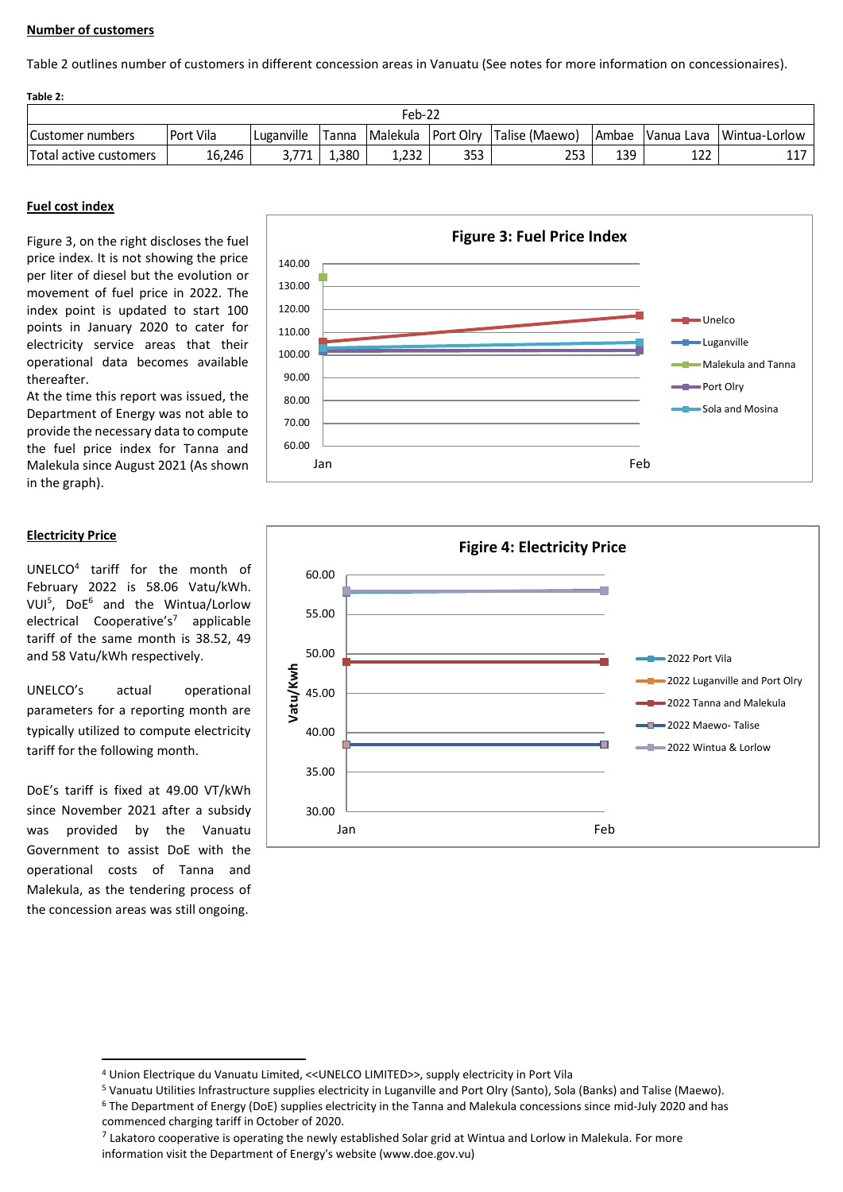**Number of customers**

Table 2 outlines number of customers in different concession areas in Vanuatu (See notes for more information on concessionaires).

**Table 2:**

| Feb-22 | | | | | | | | | |
|---|---|---|---|---|---|---|---|---|---|
| Customer numbers | Port Vila | Luganville | Tanna | Malekula | Port Olry | Talise (Maewo) | Ambae | Vanua Lava | Wintua-Lorlow |
| Total active customers | 16,246 | 3,771 | 1,380 | 1,232 | 353 | 253 | 139 | 122 | 117 |

**Fuel cost index**

Figure 3, on the right discloses the fuel price index. It is not showing the price per liter of diesel but the evolution or movement of fuel price in 2022. The index point is updated to start 100 points in January 2020 to cater for electricity service areas that their operational data becomes available thereafter.

At the time this report was issued, the Department of Energy was not able to provide the necessary data to compute the fuel price index for Tanna and Malekula since August 2021 (As shown in the graph).

**Figure 3: Fuel Price Index**

**Electricity Price**

UNELCO[4] tariff for the month of February 2022 is 58.06 Vatu/kWh. VUI[5], DoE[6] and the Wintua/Lorlow electrical Cooperative's[7] applicable tariff of the same month is 38.52, 49 and 58 Vatu/kWh respectively.

UNELCO's actual operational parameters for a reporting month are typically utilized to compute electricity tariff for the following month.

DoE's tariff is fixed at 49.00 VT/kWh since November 2021 after a subsidy was provided by the Vanuatu Government to assist DoE with the operational costs of Tanna and Malekula, as the tendering process of the concession areas was still ongoing.

**Figire 4: Electricity Price**

---

[4] Union Electrique du Vanuatu Limited, <<UNELCO LIMITED>>, supply electricity in Port Vila

[5] Vanuatu Utilities Infrastructure supplies electricity in Luganville and Port Olry (Santo), Sola (Banks) and Talise (Maewo).

[6] The Department of Energy (DoE) supplies electricity in the Tanna and Malekula concessions since mid-July 2020 and has commenced charging tariff in October of 2020.

[7] Lakatoro cooperative is operating the newly established Solar grid at Wintua and Lorlow in Malekula. For more information visit the Department of Energy's website (www.doe.gov.vu)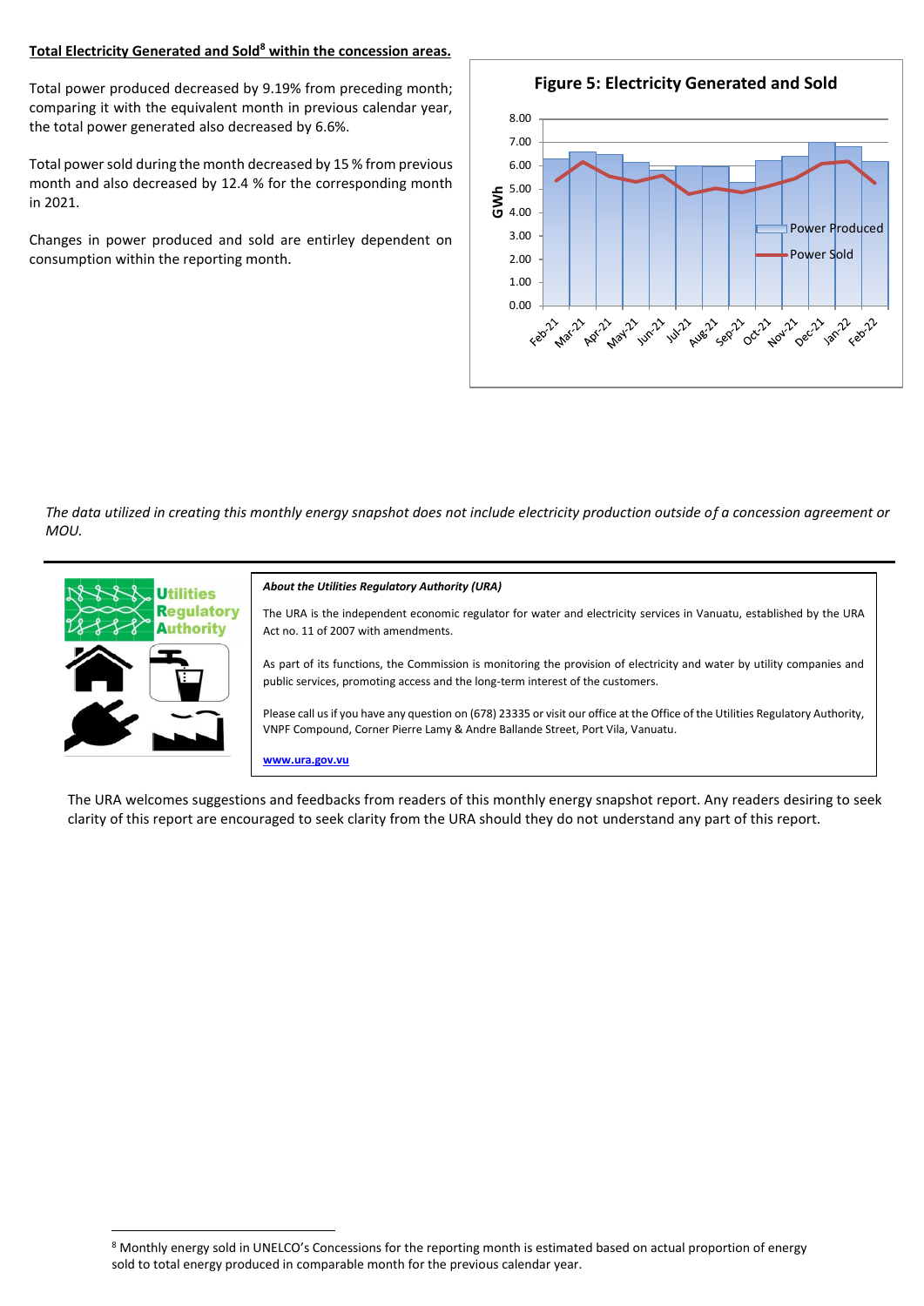**Total Electricity Generated and Sold[8] within the concession areas.**

Total power produced decreased by 9.19% from preceding month; comparing it with the equivalent month in previous calendar year, the total power generated also decreased by 6.6%.

Total power sold during the month decreased by 15 % from previous month and also decreased by 12.4 % for the corresponding month in 2021.

Changes in power produced and sold are entirley dependent on consumption within the reporting month.

**Figure 5: Electricity Generated and Sold**

*The data utilized in creating this monthly energy snapshot does not include electricity production outside of a concession agreement or MOU.*

***About the Utilities Regulatory Authority (URA)***

The URA is the independent economic regulator for water and electricity services in Vanuatu, established by the URA Act no. 11 of 2007 with amendments.

As part of its functions, the Commission is monitoring the provision of electricity and water by utility companies and public services, promoting access and the long-term interest of the customers.

Please call us if you have any question on (678) 23335 or visit our office at the Office of the Utilities Regulatory Authority, VNPF Compound, Corner Pierre Lamy & Andre Ballande Street, Port Vila, Vanuatu.

**www.ura.gov.vu**

The URA welcomes suggestions and feedbacks from readers of this monthly energy snapshot report. Any readers desiring to seek clarity of this report are encouraged to seek clarity from the URA should they do not understand any part of this report.

[8] Monthly energy sold in UNELCO's Concessions for the reporting month is estimated based on actual proportion of energy sold to total energy produced in comparable month for the previous calendar year.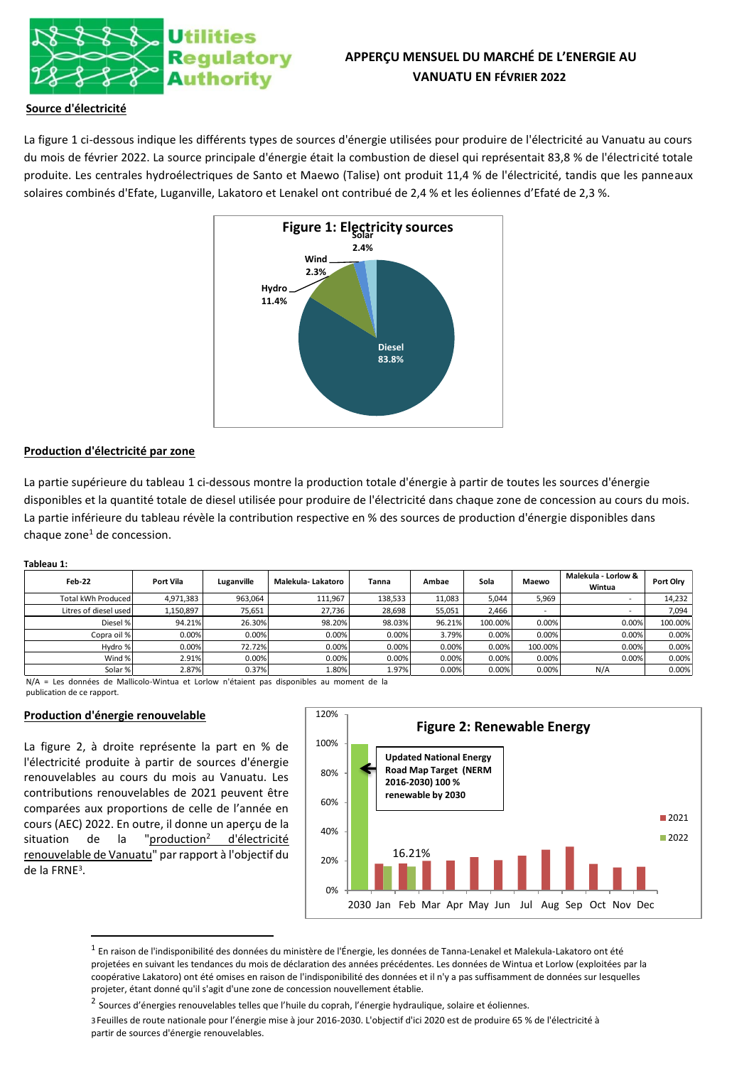# APPERÇU MENSUEL DU MARCHÉ DE L'ENERGIE AU VANUATU EN FÉVRIER 2022

## Source d'électricité

La figure 1 ci-dessous indique les différents types de sources d'énergie utilisées pour produire de l'électricité au Vanuatu au cours du mois de février 2022. La source principale d'énergie était la combustion de diesel qui représentait 83,8 % de l'électricité totale produite. Les centrales hydroélectriques de Santo et Maewo (Talise) ont produit 11,4 % de l'électricité, tandis que les panneaux solaires combinés d'Efate, Luganville, Lakatoro et Lenakel ont contribué de 2,4 % et les éoliennes d'Efaté de 2,3 %.

**Figure 1: Electricity sources**

Solar 2.4%; Wind 2.3%; Hydro 11.4%; Diesel 83.8%

## Production d'électricité par zone

La partie supérieure du tableau 1 ci-dessous montre la production totale d'énergie à partir de toutes les sources d'énergie disponibles et la quantité totale de diesel utilisée pour produire de l'électricité dans chaque zone de concession au cours du mois. La partie inférieure du tableau révèle la contribution respective en % des sources de production d'énergie disponibles dans chaque zone[1] de concession.

**Tableau 1:**

| Feb-22 | Port Vila | Luganville | Malekula- Lakatoro | Tanna | Ambae | Sola | Maewo | Malekula - Lorlow & Wintua | Port Olry |
|---|---|---|---|---|---|---|---|---|---|
| Total kWh Produced | 4,971,383 | 963,064 | 111,967 | 138,533 | 11,083 | 5,044 | 5,969 | - | 14,232 |
| Litres of diesel used | 1,150,897 | 75,651 | 27,736 | 28,698 | 55,051 | 2,466 | - | - | 7,094 |
| Diesel % | 94.21% | 26.30% | 98.20% | 98.03% | 96.21% | 100.00% | 0.00% | 0.00% | 100.00% |
| Copra oil % | 0.00% | 0.00% | 0.00% | 0.00% | 3.79% | 0.00% | 0.00% | 0.00% | 0.00% |
| Hydro % | 0.00% | 72.72% | 0.00% | 0.00% | 0.00% | 0.00% | 100.00% | 0.00% | 0.00% |
| Wind % | 2.91% | 0.00% | 0.00% | 0.00% | 0.00% | 0.00% | 0.00% | 0.00% | 0.00% |
| Solar % | 2.87% | 0.37% | 1.80% | 1.97% | 0.00% | 0.00% | 0.00% | N/A | 0.00% |

N/A = Les données de Mallicolo-Wintua et Lorlow n'étaient pas disponibles au moment de la publication de ce rapport.

## Production d'énergie renouvelable

La figure 2, à droite représente la part en % de l'électricité produite à partir de sources d'énergie renouvelables au cours du mois au Vanuatu. Les contributions renouvelables de 2021 peuvent être comparées aux proportions de celle de l'année en cours (AEC) 2022. En outre, il donne un aperçu de la situation de la "production[2] d'électricité renouvelable de Vanuatu" par rapport à l'objectif du de la FRNE[3].

**Figure 2: Renewable Energy**

Updated National Energy Road Map Target (NERM 2016-2030) 100 % renewable by 2030

16.21%

Legend: 2021, 2022 — Axis: 2030, Jan, Feb, Mar, Apr, May, Jun, Jul, Aug, Sep, Oct, Nov, Dec

---

[1] En raison de l'indisponibilité des données du ministère de l'Énergie, les données de Tanna-Lenakel et Malekula-Lakatoro ont été projetées en suivant les tendances du mois de déclaration des années précédentes. Les données de Wintua et Lorlow (exploitées par la coopérative Lakatoro) ont été omises en raison de l'indisponibilité des données et il n'y a pas suffisamment de données sur lesquelles projeter, étant donné qu'il s'agit d'une zone de concession nouvellement établie.

[2] Sources d'énergies renouvelables telles que l'huile du coprah, l'énergie hydraulique, solaire et éoliennes.

[3] Feuilles de route nationale pour l'énergie mise à jour 2016-2030. L'objectif d'ici 2020 est de produire 65 % de l'électricité à partir de sources d'énergie renouvelables.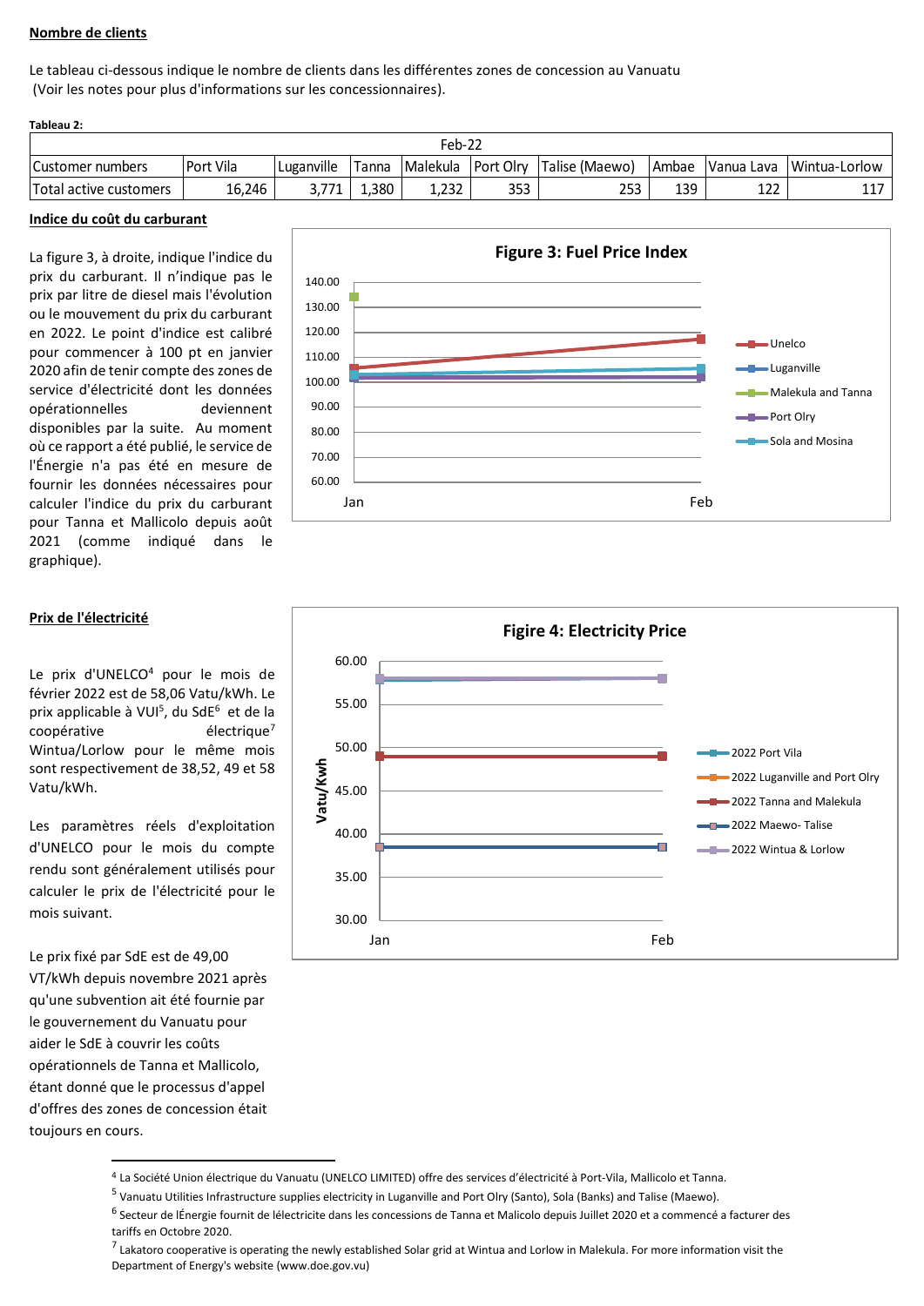**Nombre de clients**

Le tableau ci-dessous indique le nombre de clients dans les différentes zones de concession au Vanuatu
(Voir les notes pour plus d'informations sur les concessionnaires).

**Tableau 2:**

| Feb-22 | | | | | | | | | |
|---|---|---|---|---|---|---|---|---|---|
| Customer numbers | Port Vila | Luganville | Tanna | Malekula | Port Olry | Talise (Maewo) | Ambae | Vanua Lava | Wintua-Lorlow |
| Total active customers | 16,246 | 3,771 | 1,380 | 1,232 | 353 | 253 | 139 | 122 | 117 |

**Indice du coût du carburant**

La figure 3, à droite, indique l'indice du prix du carburant. Il n'indique pas le prix par litre de diesel mais l'évolution ou le mouvement du prix du carburant en 2022. Le point d'indice est calibré pour commencer à 100 pt en janvier 2020 afin de tenir compte des zones de service d'électricité dont les données opérationnelles deviennent disponibles par la suite. Au moment où ce rapport a été publié, le service de l'Énergie n'a pas été en mesure de fournir les données nécessaires pour calculer l'indice du prix du carburant pour Tanna et Mallicolo depuis août 2021 (comme indiqué dans le graphique).

**Figure 3: Fuel Price Index**

**Prix de l'électricité**

Le prix d'UNELCO[4] pour le mois de février 2022 est de 58,06 Vatu/kWh. Le prix applicable à VUI[5], du SdE[6] et de la coopérative électrique[7] Wintua/Lorlow pour le même mois sont respectivement de 38,52, 49 et 58 Vatu/kWh.

Les paramètres réels d'exploitation d'UNELCO pour le mois du compte rendu sont généralement utilisés pour calculer le prix de l'électricité pour le mois suivant.

Le prix fixé par SdE est de 49,00 VT/kWh depuis novembre 2021 après qu'une subvention ait été fournie par le gouvernement du Vanuatu pour aider le SdE à couvrir les coûts opérationnels de Tanna et Mallicolo, étant donné que le processus d'appel d'offres des zones de concession était toujours en cours.

**Figire 4: Electricity Price**

---

[4] La Société Union électrique du Vanuatu (UNELCO LIMITED) offre des services d'électricité à Port-Vila, Mallicolo et Tanna.

[5] Vanuatu Utilities Infrastructure supplies electricity in Luganville and Port Olry (Santo), Sola (Banks) and Talise (Maewo).

[6] Secteur de lÉnergie fournit de lélectricite dans les concessions de Tanna et Malicolo depuis Juillet 2020 et a commencé a facturer des tariffs en Octobre 2020.

[7] Lakatoro cooperative is operating the newly established Solar grid at Wintua and Lorlow in Malekula. For more information visit the Department of Energy's website (www.doe.gov.vu)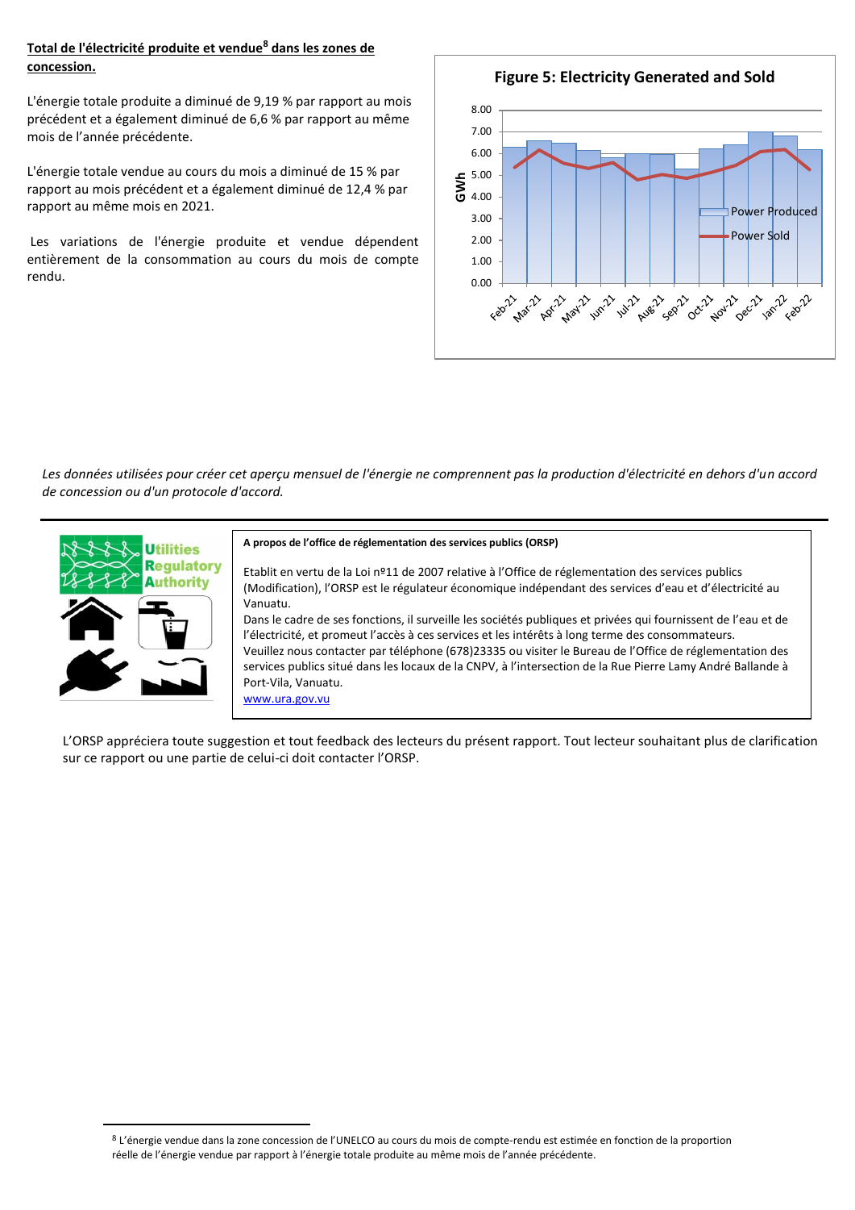**Total de l'électricité produite et vendue[8] dans les zones de concession.**

L'énergie totale produite a diminué de 9,19 % par rapport au mois précédent et a également diminué de 6,6 % par rapport au même mois de l'année précédente.

L'énergie totale vendue au cours du mois a diminué de 15 % par rapport au mois précédent et a également diminué de 12,4 % par rapport au même mois en 2021.

Les variations de l'énergie produite et vendue dépendent entièrement de la consommation au cours du mois de compte rendu.

**Figure 5: Electricity Generated and Sold**

*Les données utilisées pour créer cet aperçu mensuel de l'énergie ne comprennent pas la production d'électricité en dehors d'un accord de concession ou d'un protocole d'accord.*

---

**A propos de l'office de réglementation des services publics (ORSP)**

Etablit en vertu de la Loi nº11 de 2007 relative à l'Office de réglementation des services publics (Modification), l'ORSP est le régulateur économique indépendant des services d'eau et d'électricité au Vanuatu.
Dans le cadre de ses fonctions, il surveille les sociétés publiques et privées qui fournissent de l'eau et de l'électricité, et promeut l'accès à ces services et les intérêts à long terme des consommateurs.
Veuillez nous contacter par téléphone (678)23335 ou visiter le Bureau de l'Office de réglementation des services publics situé dans les locaux de la CNPV, à l'intersection de la Rue Pierre Lamy André Ballande à Port-Vila, Vanuatu.
www.ura.gov.vu

L'ORSP appréciera toute suggestion et tout feedback des lecteurs du présent rapport. Tout lecteur souhaitant plus de clarification sur ce rapport ou une partie de celui-ci doit contacter l'ORSP.

---

[8] L'énergie vendue dans la zone concession de l'UNELCO au cours du mois de compte-rendu est estimée en fonction de la proportion réelle de l'énergie vendue par rapport à l'énergie totale produite au même mois de l'année précédente.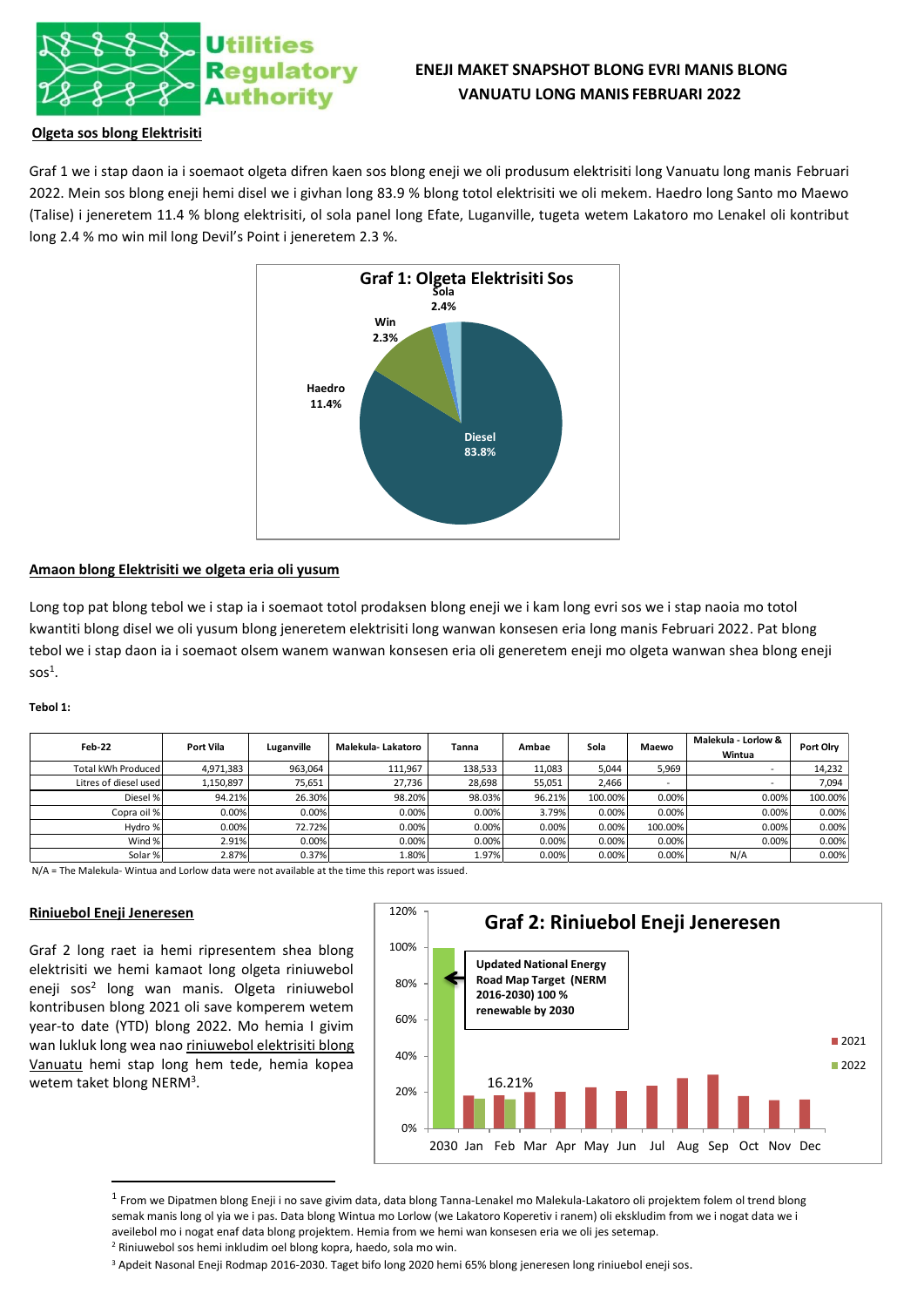# ENEJI MAKET SNAPSHOT BLONG EVRI MANIS BLONG VANUATU LONG MANIS FEBRUARI 2022

## Olgeta sos blong Elektrisiti

Graf 1 we i stap daon ia i soemaot olgeta difren kaen sos blong eneji we oli produsum elektrisiti long Vanuatu long manis Februari 2022. Mein sos blong eneji hemi disel we i givhan long 83.9 % blong totol elektrisiti we oli mekem. Haedro long Santo mo Maewo (Talise) i jeneretem 11.4 % blong elektrisiti, ol sola panel long Efate, Luganville, tugeta wetem Lakatoro mo Lenakel oli kontribut long 2.4 % mo win mil long Devil's Point i jeneretem 2.3 %.

**Graf 1: Olgeta Elektrisiti Sos**

- Diesel 83.8%
- Haedro 11.4%
- Win 2.3%
- Sola 2.4%

## Amaon blong Elektrisiti we olgeta eria oli yusum

Long top pat blong tebol we i stap ia i soemaot totol prodaksen blong eneji we i kam long evri sos we i stap naoia mo totol kwantiti blong disel we oli yusum blong jeneretem elektrisiti long wanwan konsesen eria long manis Februari 2022. Pat blong tebol we i stap daon ia i soemaot olsem wanem wanwan konsesen eria oli generetem eneji mo olgeta wanwan shea blong eneji sos[1].

**Tebol 1:**

| Feb-22 | Port Vila | Luganville | Malekula- Lakatoro | Tanna | Ambae | Sola | Maewo | Malekula - Lorlow & Wintua | Port Olry |
|---|---|---|---|---|---|---|---|---|---|
| Total kWh Produced | 4,971,383 | 963,064 | 111,967 | 138,533 | 11,083 | 5,044 | 5,969 | - | 14,232 |
| Litres of diesel used | 1,150,897 | 75,651 | 27,736 | 28,698 | 55,051 | 2,466 | - | - | 7,094 |
| Diesel % | 94.21% | 26.30% | 98.20% | 98.03% | 96.21% | 100.00% | 0.00% | 0.00% | 100.00% |
| Copra oil % | 0.00% | 0.00% | 0.00% | 0.00% | 3.79% | 0.00% | 0.00% | 0.00% | 0.00% |
| Hydro % | 0.00% | 72.72% | 0.00% | 0.00% | 0.00% | 0.00% | 100.00% | 0.00% | 0.00% |
| Wind % | 2.91% | 0.00% | 0.00% | 0.00% | 0.00% | 0.00% | 0.00% | 0.00% | 0.00% |
| Solar % | 2.87% | 0.37% | 1.80% | 1.97% | 0.00% | 0.00% | 0.00% | N/A | 0.00% |

N/A = The Malekula- Wintua and Lorlow data were not available at the time this report was issued.

## Riniuebol Eneji Jeneresen

Graf 2 long raet ia hemi ripresentem shea blong elektrisiti we hemi kamaot long olgeta riniuebol eneji sos[2] long wan manis. Olgeta riniuebol kontribusen blong 2021 oli save komperem wetem year-to date (YTD) blong 2022. Mo hemia I givim wan lukluk long wea nao riniuebol elektrisiti blong Vanuatu hemi stap long hem tede, hemia kopea wetem taket blong NERM[3].

**Graf 2: Riniuebol Eneji Jeneresen**

Updated National Energy Road Map Target (NERM 2016-2030) 100 % renewable by 2030

16.21%

Legend: 2021, 2022

X-axis: 2030, Jan, Feb, Mar, Apr, May, Jun, Jul, Aug, Sep, Oct, Nov, Dec

Y-axis: 0%, 20%, 40%, 60%, 80%, 100%, 120%

---

[1] From we Dipatmen blong Eneji i no save givim data, data blong Tanna-Lenakel mo Malekula-Lakatoro oli projektem folem ol trend blong semak manis long ol yia we i pas. Data blong Wintua mo Lorlow (we Lakatoro Koperetiv i ranem) oli ekskludim from we i nogat data we i aveilebol mo i nogat enaf data blong projektem. Hemia from we hemi wan konsesen eria we oli jes setemap.

[2] Riniuwebol sos hemi inkludim oel blong kopra, haedo, sola mo win.

[3] Apdeit Nasonal Eneji Rodmap 2016-2030. Taget bifo long 2020 hemi 65% blong jeneresen long riniuebol eneji sos.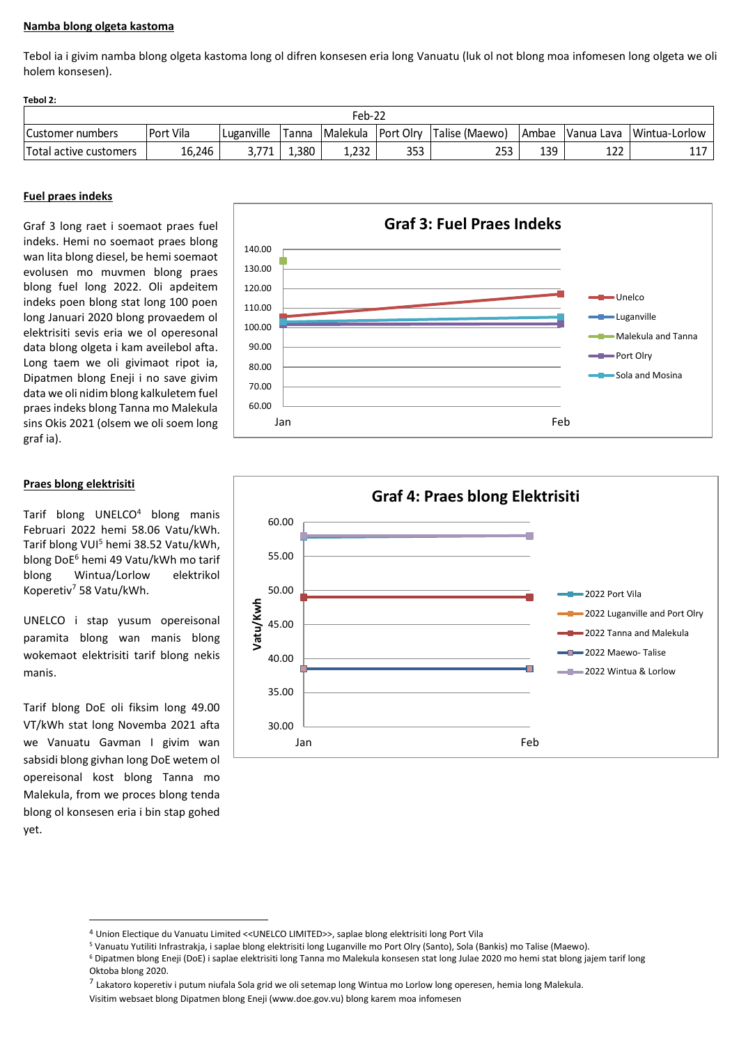**Namba blong olgeta kastoma**

Tebol ia i givim namba blong olgeta kastoma long ol difren konsesen eria long Vanuatu (luk ol not blong moa infomesen long olgeta we oli holem konsesen).

**Tebol 2:**

| Feb-22 | | | | | | | | | |
|---|---|---|---|---|---|---|---|---|---|
| Customer numbers | Port Vila | Luganville | Tanna | Malekula | Port Olry | Talise (Maewo) | Ambae | Vanua Lava | Wintua-Lorlow |
| Total active customers | 16,246 | 3,771 | 1,380 | 1,232 | 353 | 253 | 139 | 122 | 117 |

**Fuel praes indeks**

Graf 3 long raet i soemaot praes fuel indeks. Hemi no soemaot praes blong wan lita blong diesel, be hemi soemaot evolusen mo muvmen blong praes blong fuel long 2022. Oli apdeitem indeks poen blong stat long 100 poen long Januari 2020 blong provaedem ol elektrisiti sevis eria we ol operesonal data blong olgeta i kam aveilebol afta. Long taem we oli givimaot ripot ia, Dipatmen blong Eneji i no save givim data we oli nidim blong kalkuletem fuel praes indeks blong Tanna mo Malekula sins Okis 2021 (olsem we oli soem long graf ia).

Graf 3: Fuel Praes Indeks

**Praes blong elektrisiti**

Tarif blong UNELCO[4] blong manis Februari 2022 hemi 58.06 Vatu/kWh. Tarif blong VUI[5] hemi 38.52 Vatu/kWh, blong DoE[6] hemi 49 Vatu/kWh mo tarif blong Wintua/Lorlow elektrikol Koperetiv[7] 58 Vatu/kWh.

UNELCO i stap yusum opereisonal paramita blong wan manis blong wokemaot elektrisiti tarif blong nekis manis.

Tarif blong DoE oli fiksim long 49.00 VT/kWh stat long Novemba 2021 afta we Vanuatu Gavman I givim wan sabsidi blong givhan long DoE wetem ol opereisonal kost blong Tanna mo Malekula, from we proces blong tenda blong ol konsesen eria i bin stap gohed yet.

Graf 4: Praes blong Elektrisiti

---

[4] Union Electique du Vanuatu Limited <<UNELCO LIMITED>>, saplae blong elektrisiti long Port Vila

[5] Vanuatu Yutiliti Infrastrakja, i saplae blong elektrisiti long Luganville mo Port Olry (Santo), Sola (Bankis) mo Talise (Maewo).

[6] Dipatmen blong Eneji (DoE) i saplae elektrisiti long Tanna mo Malekula konsesen stat long Julae 2020 mo hemi stat blong jajem tarif long Oktoba blong 2020.

[7] Lakatoro koperetiv i putum niufala Sola grid we oli setemap long Wintua mo Lorlow long operesen, hemia long Malekula.

Visitim websaet blong Dipatmen blong Eneji (www.doe.gov.vu) blong karem moa infomesen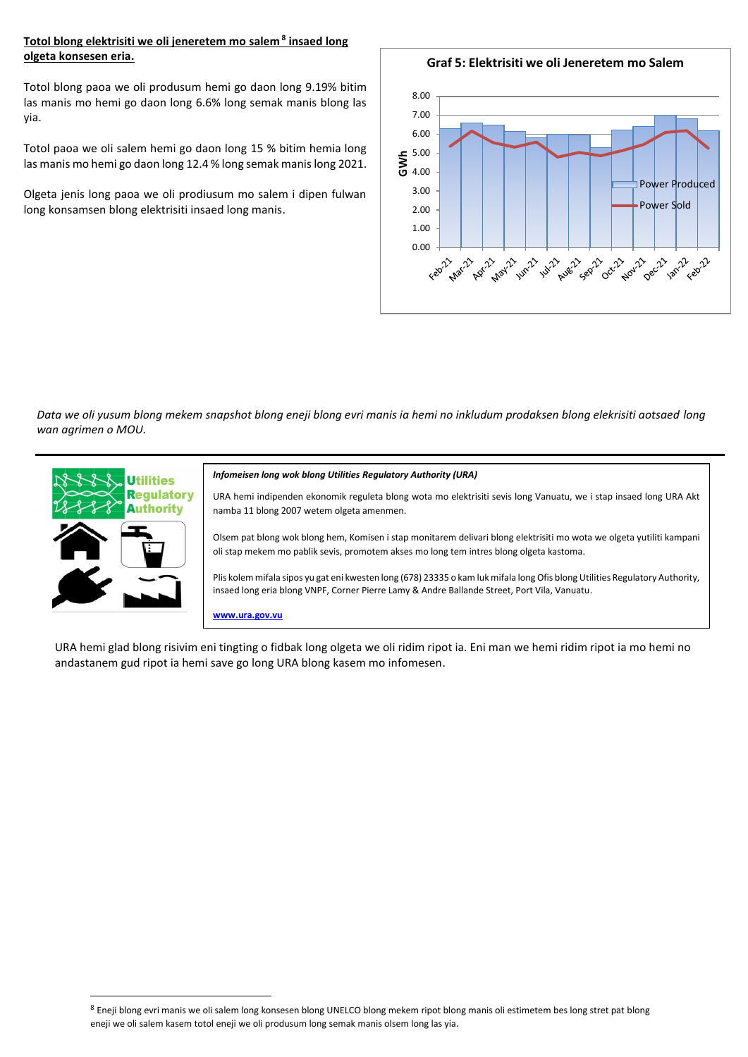**Totol blong elektrisiti we oli jeneretem mo salem[8] insaed long olgeta konsesen eria.**

Totol blong paoa we oli produsum hemi go daon long 9.19% bitim las manis mo hemi go daon long 6.6% long semak manis blong las yia.

Totol paoa we oli salem hemi go daon long 15 % bitim hemia long las manis mo hemi go daon long 12.4 % long semak manis long 2021.

Olgeta jenis long paoa we oli prodiusum mo salem i dipen fulwan long konsamsen blong elektrisiti insaed long manis.

Graf 5: Elektrisiti we oli Jeneretem mo Salem

GWh

8.00
7.00
6.00
5.00
4.00
3.00
2.00
1.00
0.00

Feb-21 Mar-21 Apr-21 May-21 Jun-21 Jul-21 Aug-21 Sep-21 Oct-21 Nov-21 Dec-21 Jan-22 Feb-22

Power Produced
Power Sold

*Data we oli yusum blong mekem snapshot blong eneji blong evri manis ia hemi no inkludum prodaksen blong elekrisiti aotsaed long wan agrimen o MOU.*

Utilities Regulatory Authority

***Infomeisen long wok blong Utilities Regulatory Authority (URA)***

URA hemi indipenden ekonomik reguleta blong wota mo elektrisiti sevis long Vanuatu, we i stap insaed long URA Akt namba 11 blong 2007 wetem olgeta amenmen.

Olsem pat blong wok blong hem, Komisen i stap monitarem delivari blong elektrisiti mo wota we olgeta yutiliti kampani oli stap mekem mo pablik sevis, promotem akses mo long tem intres blong olgeta kastoma.

Plis kolem mifala sipos yu gat eni kwesten long (678) 23335 o kam luk mifala long Ofis blong Utilities Regulatory Authority, insaed long eria blong VNPF, Corner Pierre Lamy & Andre Ballande Street, Port Vila, Vanuatu.

**www.ura.gov.vu**

URA hemi glad blong risivim eni tingting o fidbak long olgeta we oli ridim ripot ia. Eni man we hemi ridim ripot ia mo hemi no andastanem gud ripot ia hemi save go long URA blong kasem mo infomesen.

[8] Eneji blong evri manis we oli salem long konsesen blong UNELCO blong mekem ripot blong manis oli estimetem bes long stret pat blong eneji we oli salem kasem totol eneji we oli produsum long semak manis olsem long las yia.